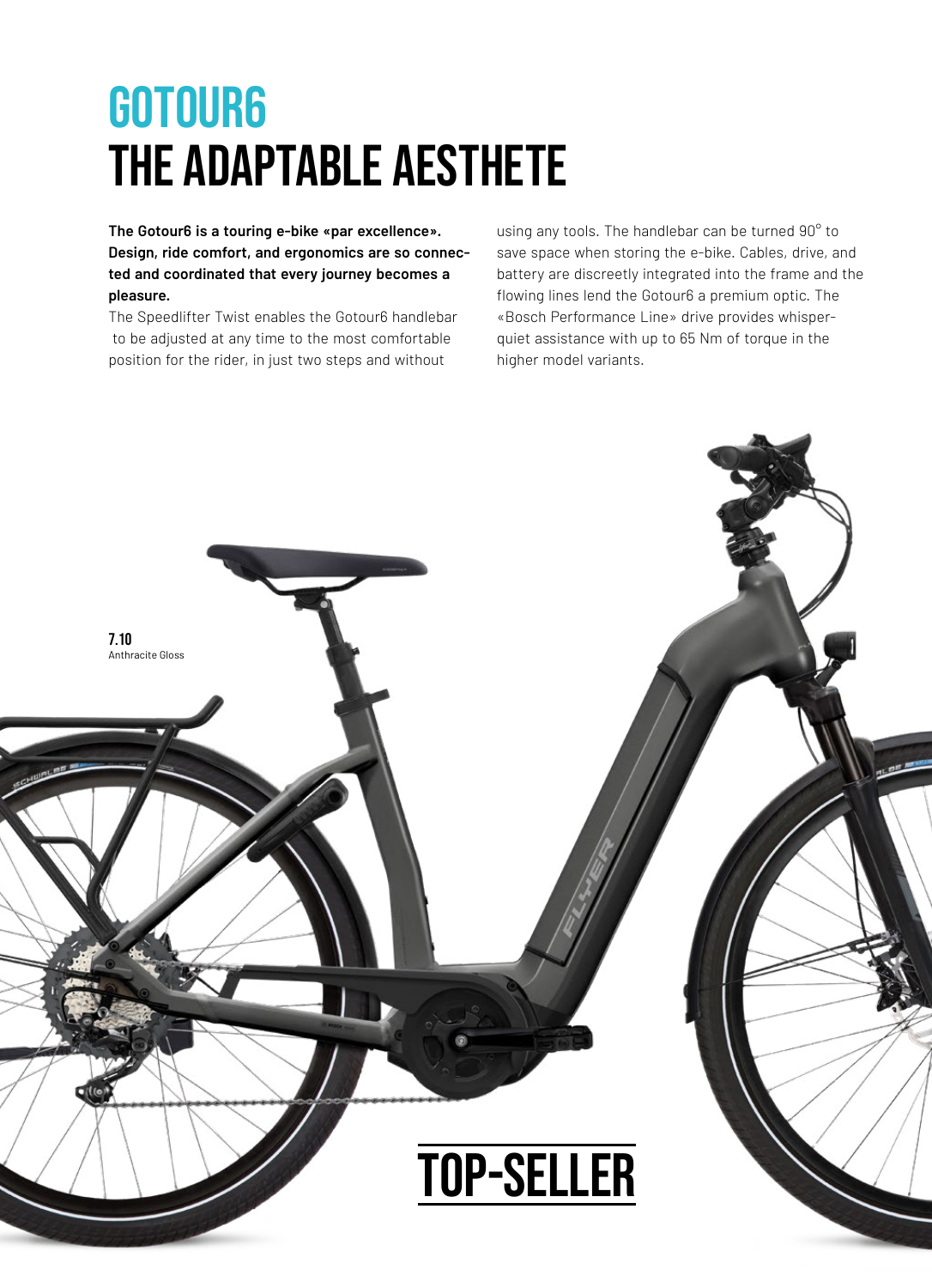# GOTOUR6
# THE ADAPTABLE AESTHETE

**The Gotour6 is a touring e-bike «par excellence». Design, ride comfort, and ergonomics are so connected and coordinated that every journey becomes a pleasure.**

The Speedlifter Twist enables the Gotour6 handlebar to be adjusted at any time to the most comfortable position for the rider, in just two steps and without using any tools. The handlebar can be turned 90° to save space when storing the e-bike. Cables, drive, and battery are discreetly integrated into the frame and the flowing lines lend the Gotour6 a premium optic. The «Bosch Performance Line» drive provides whisper-quiet assistance with up to 65 Nm of torque in the higher model variants.

**7.10**
Anthracite Gloss

**TOP-SELLER**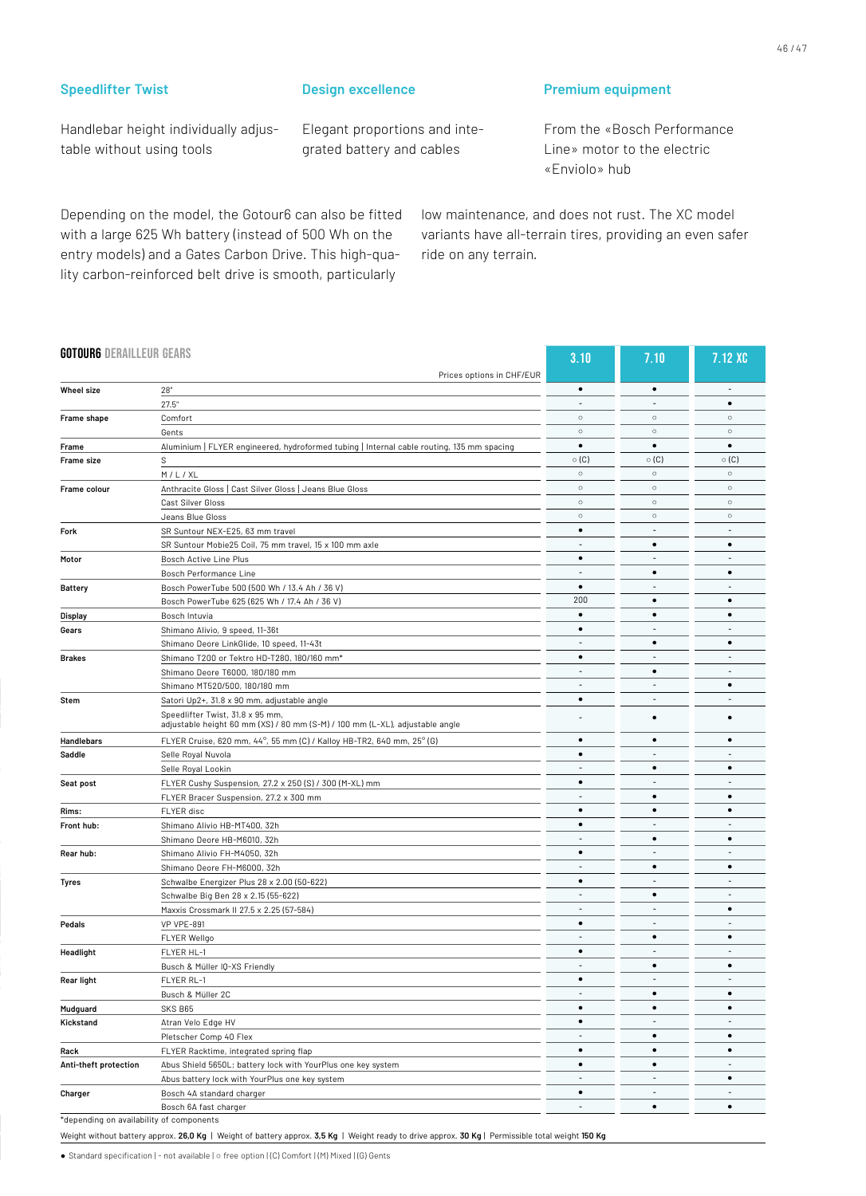### Speedlifter Twist

Handlebar height individually adjustable without using tools

### Design excellence

Elegant proportions and integrated battery and cables

### Premium equipment

From the «Bosch Performance Line» motor to the electric «Enviolo» hub

Depending on the model, the Gotour6 can also be fitted with a large 625 Wh battery (instead of 500 Wh on the entry models) and a Gates Carbon Drive. This high-quality carbon-reinforced belt drive is smooth, particularly low maintenance, and does not rust. The XC model variants have all-terrain tires, providing an even safer ride on any terrain.

## GOTOUR6 DERAILLEUR GEARS

| | Prices options in CHF/EUR | 3.10 | 7.10 | 7.12 XC |
|---|---|---|---|---|
| **Wheel size** | 28" | • | • | - |
| | 27.5" | - | - | • |
| **Frame shape** | Comfort | ○ | ○ | ○ |
| | Gents | ○ | ○ | ○ |
| **Frame** | Aluminium \| FLYER engineered, hydroformed tubing \| Internal cable routing, 135 mm spacing | • | • | • |
| **Frame size** | S | ○ (C) | ○ (C) | ○ (C) |
| | M / L / XL | ○ | ○ | ○ |
| **Frame colour** | Anthracite Gloss \| Cast Silver Gloss \| Jeans Blue Gloss | ○ | ○ | ○ |
| | Cast Silver Gloss | ○ | ○ | ○ |
| | Jeans Blue Gloss | ○ | ○ | ○ |
| **Fork** | SR Suntour NEX-E25, 63 mm travel | • | - | - |
| | SR Suntour Mobie25 Coil, 75 mm travel, 15 x 100 mm axle | - | • | • |
| **Motor** | Bosch Active Line Plus | • | - | - |
| | Bosch Performance Line | - | • | • |
| **Battery** | Bosch PowerTube 500 (500 Wh / 13.4 Ah / 36 V) | • | - | - |
| | Bosch PowerTube 625 (625 Wh / 17.4 Ah / 36 V) | 200 | • | • |
| **Display** | Bosch Intuvia | • | • | • |
| **Gears** | Shimano Alivio, 9 speed, 11-36t | • | - | - |
| | Shimano Deore LinkGlide, 10 speed, 11-43t | - | • | • |
| **Brakes** | Shimano T200 or Tektro HD-T280, 180/160 mm* | • | - | - |
| | Shimano Deore T6000, 180/180 mm | - | • | - |
| | Shimano MT520/500, 180/180 mm | - | - | • |
| **Stem** | Satori Up2+, 31.8 x 90 mm, adjustable angle | • | - | - |
| | Speedlifter Twist, 31.8 x 95 mm, adjustable height 60 mm (XS) / 80 mm (S-M) / 100 mm (L-XL), adjustable angle | - | • | • |
| **Handlebars** | FLYER Cruise, 620 mm, 44°, 55 mm (C) / Kalloy HB-TR2, 640 mm, 25° (G) | • | • | • |
| **Saddle** | Selle Royal Nuvola | • | - | - |
| | Selle Royal Lookin | - | • | • |
| **Seat post** | FLYER Cushy Suspension, 27.2 x 250 (S) / 300 (M-XL) mm | • | - | - |
| | FLYER Bracer Suspension, 27.2 x 300 mm | - | • | • |
| **Rims:** | FLYER disc | • | • | • |
| **Front hub:** | Shimano Alivio HB-MT400, 32h | • | - | - |
| | Shimano Deore HB-M6010, 32h | - | • | • |
| **Rear hub:** | Shimano Alivio FH-M4050, 32h | • | - | - |
| | Shimano Deore FH-M6000, 32h | - | • | • |
| **Tyres** | Schwalbe Energizer Plus 28 x 2.00 (50-622) | • | - | - |
| | Schwalbe Big Ben 28 x 2.15 (55-622) | - | • | - |
| | Maxxis Crossmark II 27.5 x 2.25 (57-584) | - | - | • |
| **Pedals** | VP VPE-891 | • | - | - |
| | FLYER Wellgo | - | • | • |
| **Headlight** | FLYER HL-1 | • | - | - |
| | Busch & Müller IQ-XS Friendly | - | • | • |
| **Rear light** | FLYER RL-1 | • | - | - |
| | Busch & Müller 2C | - | • | • |
| **Mudguard** | SKS B65 | • | • | • |
| **Kickstand** | Atran Velo Edge HV | • | - | - |
| | Pletscher Comp 40 Flex | - | • | • |
| **Rack** | FLYER Racktime, integrated spring flap | • | • | • |
| **Anti-theft protection** | Abus Shield 5650L; battery lock with YourPlus one key system | • | • | - |
| | Abus battery lock with YourPlus one key system | - | - | • |
| **Charger** | Bosch 4A standard charger | • | - | - |
| | Bosch 6A fast charger | - | • | • |

*depending on availability of components

Weight without battery approx. **26,0 Kg** | Weight of battery approx. **3,5 Kg** | Weight ready to drive approx. **30 Kg** | Permissible total weight **150 Kg**

• Standard specification | - not available | ○ free option | (C) Comfort | (M) Mixed | (G) Gents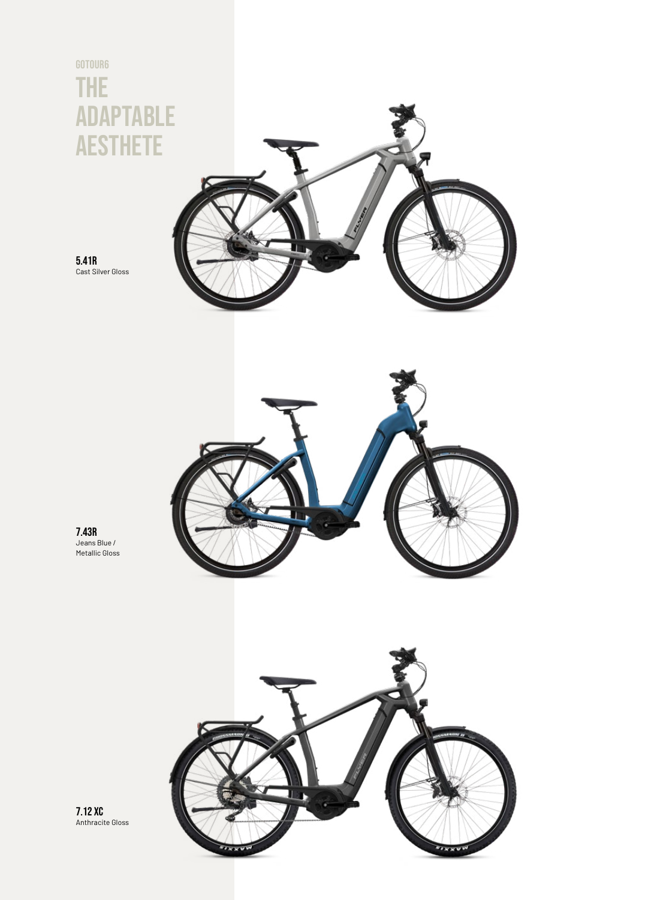GOTOUR6

# THE ADAPTABLE AESTHETE

**5.41R**
Cast Silver Gloss

**7.43R**
Jeans Blue /
Metallic Gloss

**7.12 XC**
Anthracite Gloss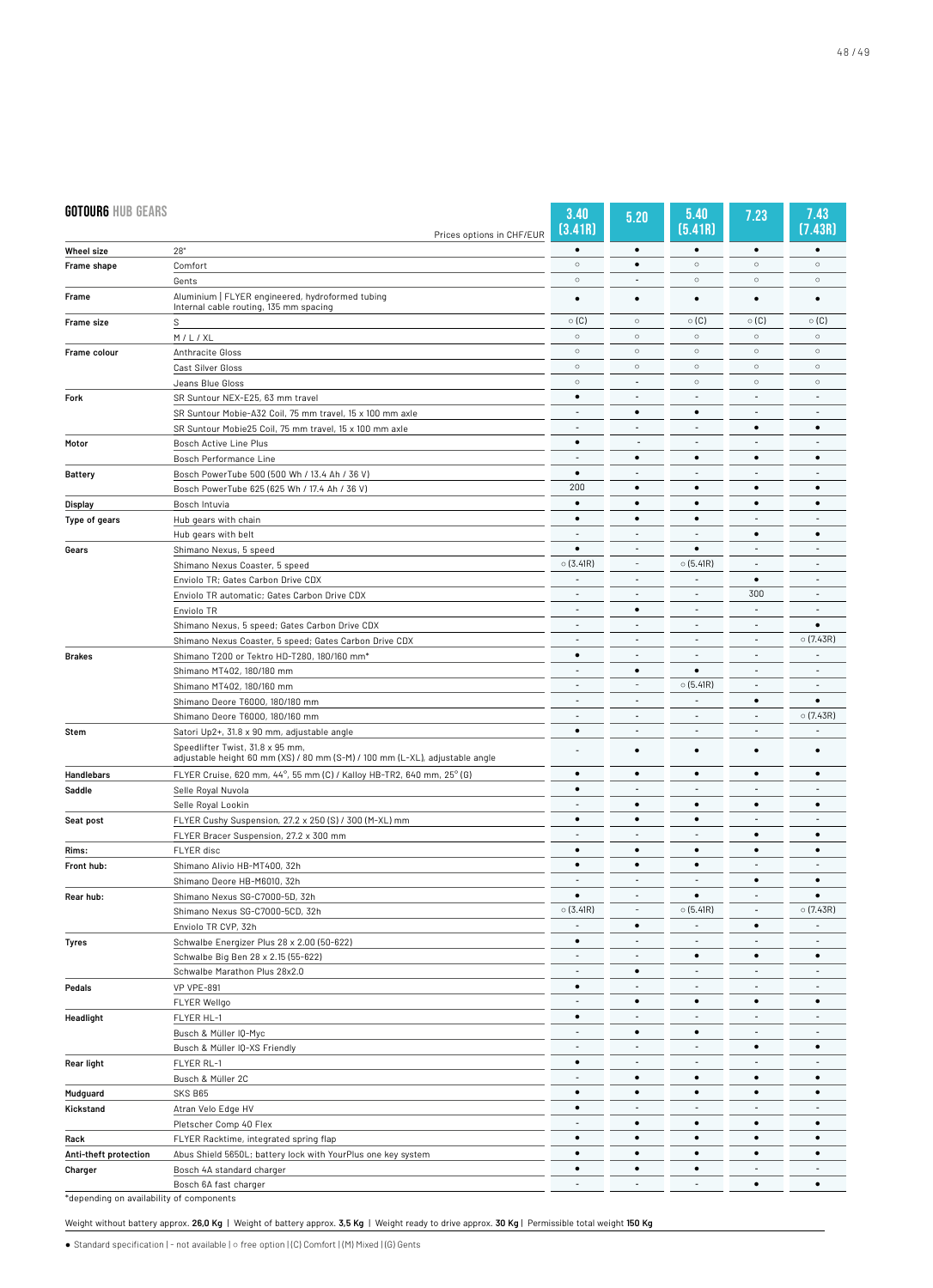## GOTOUR6 HUB GEARS

| | Prices options in CHF/EUR | 3.40 (3.41R) | 5.20 | 5.40 (5.41R) | 7.23 | 7.43 (7.43R) |
|---|---|---|---|---|---|---|
| **Wheel size** | 28" | ● | ● | ● | ● | ● |
| **Frame shape** | Comfort | ○ | ● | ○ | ○ | ○ |
| | Gents | ○ | - | ○ | ○ | ○ |
| **Frame** | Aluminium \| FLYER engineered, hydroformed tubing Internal cable routing, 135 mm spacing | ● | ● | ● | ● | ● |
| **Frame size** | S | ○ (C) | ○ | ○ (C) | ○ (C) | ○ (C) |
| | M / L / XL | ○ | ○ | ○ | ○ | ○ |
| **Frame colour** | Anthracite Gloss | ○ | ○ | ○ | ○ | ○ |
| | Cast Silver Gloss | ○ | ○ | ○ | ○ | ○ |
| | Jeans Blue Gloss | ○ | - | ○ | ○ | ○ |
| **Fork** | SR Suntour NEX-E25, 63 mm travel | ● | - | - | - | - |
| | SR Suntour Mobie-A32 Coil, 75 mm travel, 15 x 100 mm axle | - | ● | ● | - | - |
| | SR Suntour Mobie25 Coil, 75 mm travel, 15 x 100 mm axle | - | - | - | ● | ● |
| **Motor** | Bosch Active Line Plus | ● | - | - | - | - |
| | Bosch Performance Line | - | ● | ● | ● | ● |
| **Battery** | Bosch PowerTube 500 (500 Wh / 13.4 Ah / 36 V) | ● | - | - | - | - |
| | Bosch PowerTube 625 (625 Wh / 17.4 Ah / 36 V) | 200 | ● | ● | ● | ● |
| **Display** | Bosch Intuvia | ● | ● | ● | ● | ● |
| **Type of gears** | Hub gears with chain | ● | ● | ● | - | - |
| | Hub gears with belt | - | - | - | ● | ● |
| **Gears** | Shimano Nexus, 5 speed | ● | - | ● | - | - |
| | Shimano Nexus Coaster, 5 speed | ○ (3.41R) | - | ○ (5.41R) | - | - |
| | Enviolo TR; Gates Carbon Drive CDX | - | - | - | ● | - |
| | Enviolo TR automatic; Gates Carbon Drive CDX | - | - | - | 300 | - |
| | Enviolo TR | - | ● | - | - | - |
| | Shimano Nexus, 5 speed; Gates Carbon Drive CDX | - | - | - | - | ● |
| | Shimano Nexus Coaster, 5 speed; Gates Carbon Drive CDX | - | - | - | - | ○ (7.43R) |
| **Brakes** | Shimano T200 or Tektro HD-T280, 180/160 mm* | ● | - | - | - | - |
| | Shimano MT402, 180/180 mm | - | ● | ● | - | - |
| | Shimano MT402, 180/160 mm | - | - | ○ (5.41R) | - | - |
| | Shimano Deore T6000, 180/180 mm | - | - | - | ● | ● |
| | Shimano Deore T6000, 180/160 mm | - | - | - | - | ○ (7.43R) |
| **Stem** | Satori Up2+, 31.8 x 90 mm, adjustable angle | ● | - | - | - | - |
| | Speedlifter Twist, 31.8 x 95 mm, adjustable height 60 mm (XS) / 80 mm (S-M) / 100 mm (L-XL), adjustable angle | - | ● | ● | ● | ● |
| **Handlebars** | FLYER Cruise, 620 mm, 44°, 55 mm (C) / Kalloy HB-TR2, 640 mm, 25° (G) | ● | ● | ● | ● | ● |
| **Saddle** | Selle Royal Nuvola | ● | - | - | - | - |
| | Selle Royal Lookin | - | ● | ● | ● | ● |
| **Seat post** | FLYER Cushy Suspension, 27.2 x 250 (S) / 300 (M-XL) mm | ● | ● | ● | - | - |
| | FLYER Bracer Suspension, 27.2 x 300 mm | - | - | - | ● | ● |
| **Rims:** | FLYER disc | ● | ● | ● | ● | ● |
| **Front hub:** | Shimano Alivio HB-MT400, 32h | ● | ● | ● | - | - |
| | Shimano Deore HB-M6010, 32h | - | - | - | ● | ● |
| **Rear hub:** | Shimano Nexus SG-C7000-5D, 32h | ● | - | ● | - | ● |
| | Shimano Nexus SG-C7000-5CD, 32h | ○ (3.41R) | - | ○ (5.41R) | - | ○ (7.43R) |
| | Enviolo TR CVP, 32h | - | ● | - | ● | - |
| **Tyres** | Schwalbe Energizer Plus 28 x 2.00 (50-622) | ● | - | - | - | - |
| | Schwalbe Big Ben 28 x 2.15 (55-622) | - | - | ● | ● | ● |
| | Schwalbe Marathon Plus 28x2.0 | - | ● | - | - | - |
| **Pedals** | VP VPE-891 | ● | - | - | - | - |
| | FLYER Wellgo | - | ● | ● | ● | ● |
| **Headlight** | FLYER HL-1 | ● | - | - | - | - |
| | Busch & Müller IQ-Myc | - | ● | ● | - | - |
| | Busch & Müller IQ-XS Friendly | - | - | - | ● | ● |
| **Rear light** | FLYER RL-1 | ● | - | - | - | - |
| | Busch & Müller 2C | - | ● | ● | ● | ● |
| **Mudguard** | SKS B65 | ● | ● | ● | ● | ● |
| **Kickstand** | Atran Velo Edge HV | ● | - | - | - | - |
| | Pletscher Comp 40 Flex | - | ● | ● | ● | ● |
| **Rack** | FLYER Racktime, integrated spring flap | ● | ● | ● | ● | ● |
| **Anti-theft protection** | Abus Shield 5650L; battery lock with YourPlus one key system | ● | ● | ● | ● | ● |
| **Charger** | Bosch 4A standard charger | ● | ● | ● | - | - |
| | Bosch 6A fast charger | - | - | - | ● | ● |

*depending on availability of components

Weight without battery approx. **26,0 Kg** | Weight of battery approx. **3,5 Kg** | Weight ready to drive approx. **30 Kg** | Permissible total weight **150 Kg**

● Standard specification | - not available | ○ free option | (C) Comfort | (M) Mixed | (G) Gents